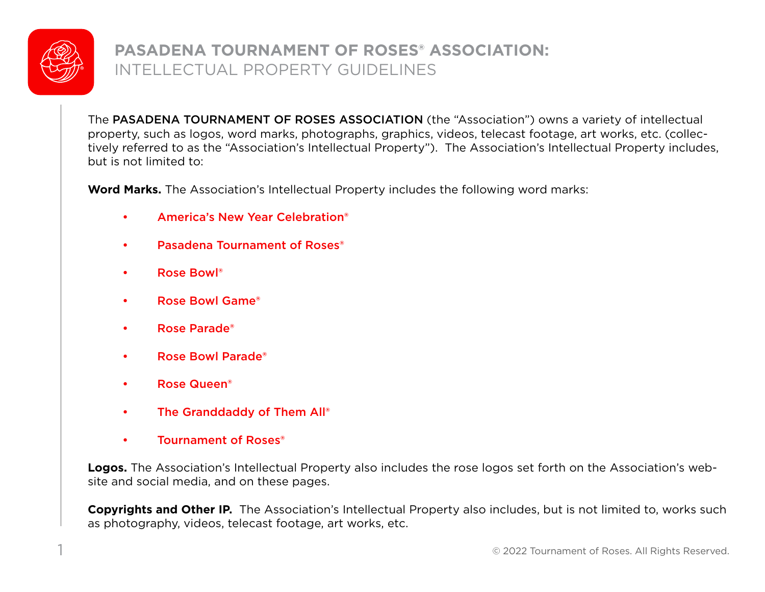# PASADENA TOURNAMENT OF ROSES® ASSOCIATION:

## INTELLECTUAL PROPERTY GUIDELINES

The **PASADENA TOURNAMENT OF ROSES ASSOCIATION** (the "Association") owns a variety of intellectual property, such as logos, word marks, photographs, graphics, videos, telecast footage, art works, etc. (collectively referred to as the "Association's Intellectual Property"). The Association's Intellectual Property includes, but is not limited to:

**Word Marks.** The Association's Intellectual Property includes the following word marks:

- America's New Year Celebration®
- Pasadena Tournament of Roses®
- Rose Bowl®
- Rose Bowl Game®
- Rose Parade®
- Rose Bowl Parade®
- Rose Queen®
- The Granddaddy of Them All®
- Tournament of Roses®

**Logos.** The Association's Intellectual Property also includes the rose logos set forth on the Association's website and social media, and on these pages.

**Copyrights and Other IP.** The Association's Intellectual Property also includes, but is not limited to, works such as photography, videos, telecast footage, art works, etc.

© 2022 Tournament of Roses. All Rights Reserved.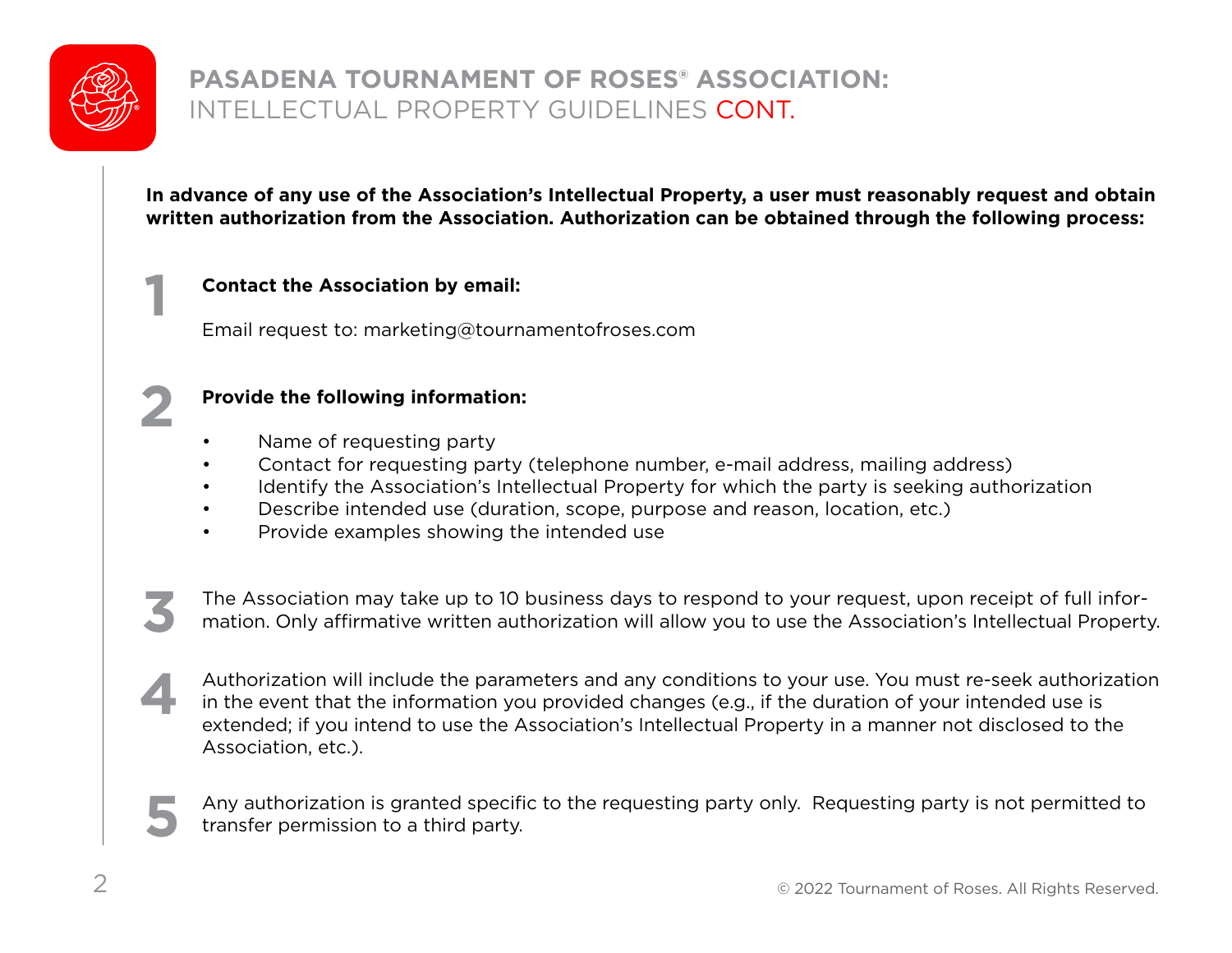# PASADENA TOURNAMENT OF ROSES® ASSOCIATION:

## INTELLECTUAL PROPERTY GUIDELINES CONT.

**In advance of any use of the Association's Intellectual Property, a user must reasonably request and obtain written authorization from the Association. Authorization can be obtained through the following process:**

1. **Contact the Association by email:**

   Email request to: marketing@tournamentofroses.com

2. **Provide the following information:**

   - Name of requesting party
   - Contact for requesting party (telephone number, e-mail address, mailing address)
   - Identify the Association's Intellectual Property for which the party is seeking authorization
   - Describe intended use (duration, scope, purpose and reason, location, etc.)
   - Provide examples showing the intended use

3. The Association may take up to 10 business days to respond to your request, upon receipt of full information. Only affirmative written authorization will allow you to use the Association's Intellectual Property.

4. Authorization will include the parameters and any conditions to your use. You must re-seek authorization in the event that the information you provided changes (e.g., if the duration of your intended use is extended; if you intend to use the Association's Intellectual Property in a manner not disclosed to the Association, etc.).

5. Any authorization is granted specific to the requesting party only. Requesting party is not permitted to transfer permission to a third party.

© 2022 Tournament of Roses. All Rights Reserved.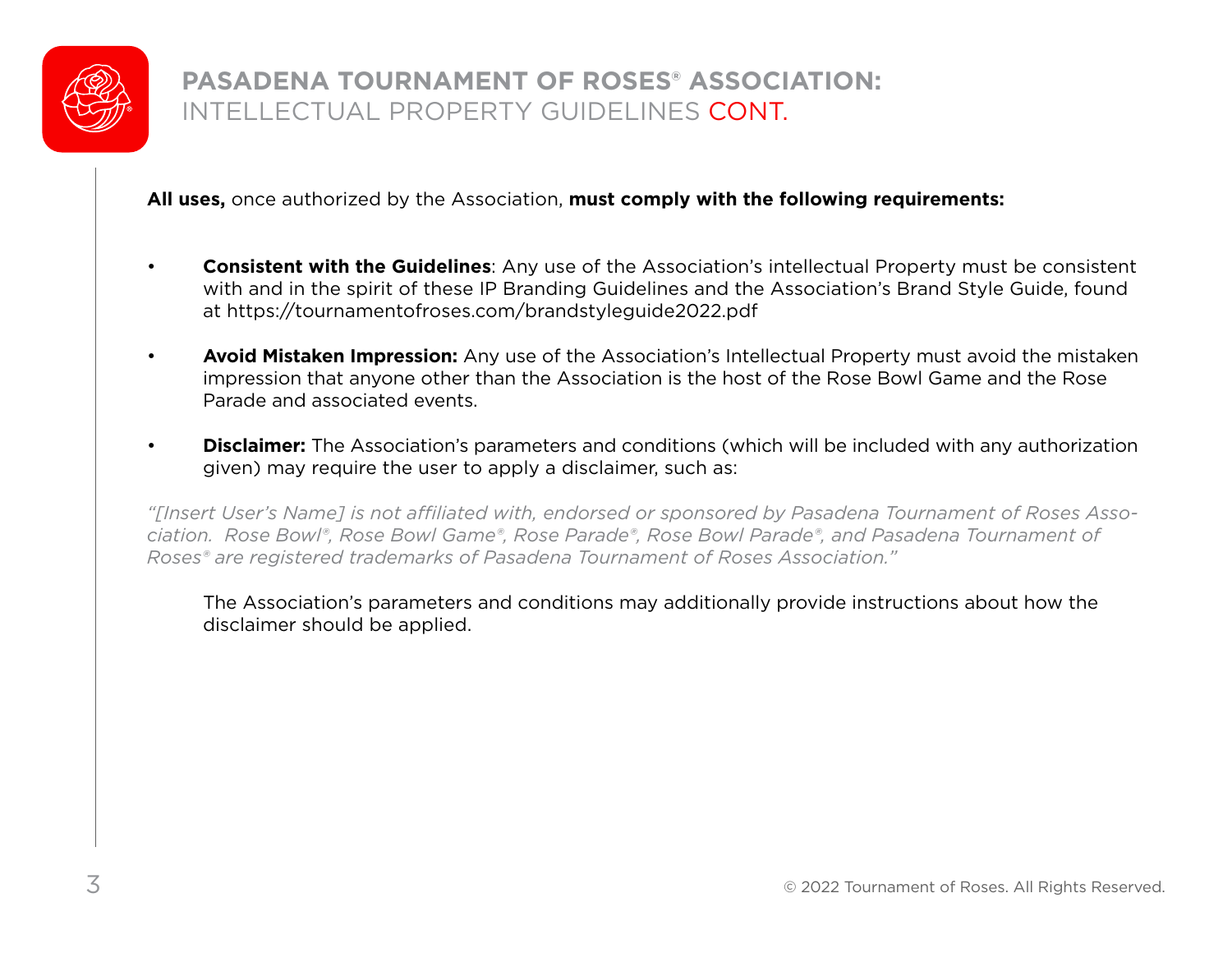# PASADENA TOURNAMENT OF ROSES® ASSOCIATION:
## INTELLECTUAL PROPERTY GUIDELINES CONT.

**All uses,** once authorized by the Association, **must comply with the following requirements:**

- **Consistent with the Guidelines**: Any use of the Association's intellectual Property must be consistent with and in the spirit of these IP Branding Guidelines and the Association's Brand Style Guide, found at https://tournamentofroses.com/brandstyleguide2022.pdf

- **Avoid Mistaken Impression:** Any use of the Association's Intellectual Property must avoid the mistaken impression that anyone other than the Association is the host of the Rose Bowl Game and the Rose Parade and associated events.

- **Disclaimer:** The Association's parameters and conditions (which will be included with any authorization given) may require the user to apply a disclaimer, such as:

*"[Insert User's Name] is not affiliated with, endorsed or sponsored by Pasadena Tournament of Roses Association. Rose Bowl®, Rose Bowl Game®, Rose Parade®, Rose Bowl Parade®, and Pasadena Tournament of Roses® are registered trademarks of Pasadena Tournament of Roses Association."*

The Association's parameters and conditions may additionally provide instructions about how the disclaimer should be applied.

© 2022 Tournament of Roses. All Rights Reserved.